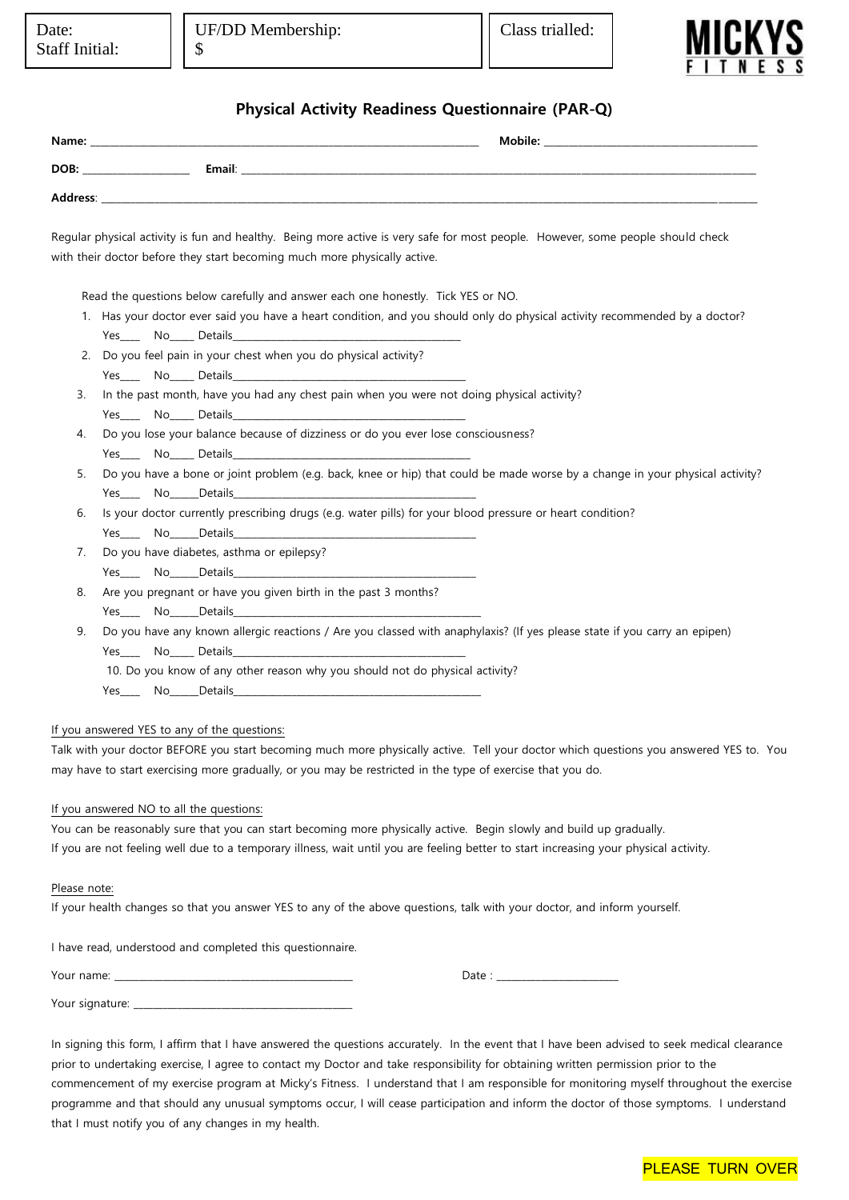| Date: Staff Initial: | UF/DD Membership: $ | Class trialled: |
|---|---|---|

MICKYS FITNESS

## Physical Activity Readiness Questionnaire (PAR-Q)

**Name:** ______________________________ **Mobile:** ______________________

**DOB:** ____________ **Email:** ______________________________________________

**Address:** ______________________________________________________________

Regular physical activity is fun and healthy. Being more active is very safe for most people. However, some people should check with their doctor before they start becoming much more physically active.

Read the questions below carefully and answer each one honestly. Tick YES or NO.

1. Has your doctor ever said you have a heart condition, and you should only do physical activity recommended by a doctor?
   Yes____ No____ Details______________________
2. Do you feel pain in your chest when you do physical activity?
   Yes____ No____ Details______________________
3. In the past month, have you had any chest pain when you were not doing physical activity?
   Yes____ No____ Details______________________
4. Do you lose your balance because of dizziness or do you ever lose consciousness?
   Yes____ No____ Details______________________
5. Do you have a bone or joint problem (e.g. back, knee or hip) that could be made worse by a change in your physical activity?
   Yes____ No_____Details______________________
6. Is your doctor currently prescribing drugs (e.g. water pills) for your blood pressure or heart condition?
   Yes____ No_____Details______________________
7. Do you have diabetes, asthma or epilepsy?
   Yes____ No_____Details______________________
8. Are you pregnant or have you given birth in the past 3 months?
   Yes____ No_____Details______________________
9. Do you have any known allergic reactions / Are you classed with anaphylaxis? (If yes please state if you carry an epipen)
   Yes____ No____ Details______________________
10. Do you know of any other reason why you should not do physical activity?
   Yes____ No_____Details______________________

If you answered YES to any of the questions:
Talk with your doctor BEFORE you start becoming much more physically active. Tell your doctor which questions you answered YES to. You may have to start exercising more gradually, or you may be restricted in the type of exercise that you do.

If you answered NO to all the questions:
You can be reasonably sure that you can start becoming more physically active. Begin slowly and build up gradually.
If you are not feeling well due to a temporary illness, wait until you are feeling better to start increasing your physical activity.

Please note:
If your health changes so that you answer YES to any of the above questions, talk with your doctor, and inform yourself.

I have read, understood and completed this questionnaire.

Your name: ______________________________ Date : ______________

Your signature: ______________________________

In signing this form, I affirm that I have answered the questions accurately. In the event that I have been advised to seek medical clearance prior to undertaking exercise, I agree to contact my Doctor and take responsibility for obtaining written permission prior to the commencement of my exercise program at Micky's Fitness. I understand that I am responsible for monitoring myself throughout the exercise programme and that should any unusual symptoms occur, I will cease participation and inform the doctor of those symptoms. I understand that I must notify you of any changes in my health.

PLEASE TURN OVER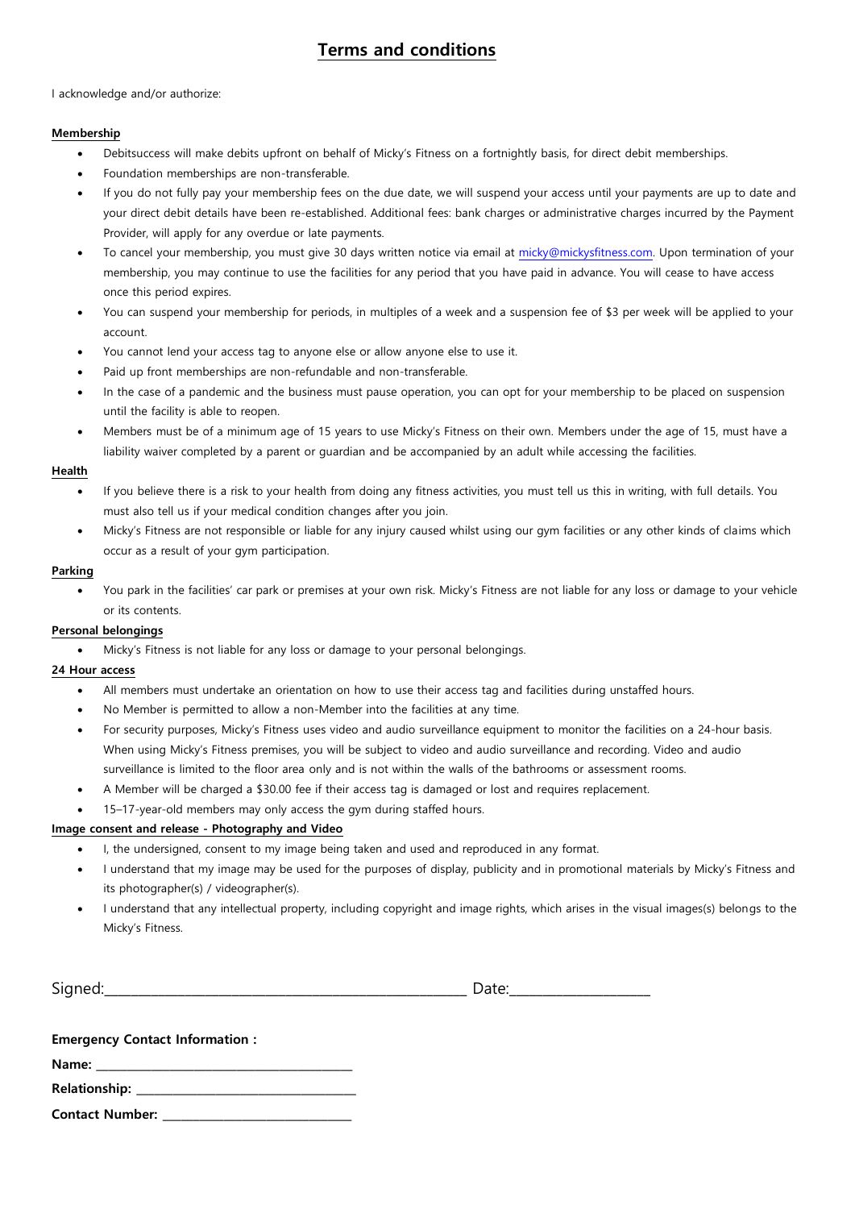# Terms and conditions

I acknowledge and/or authorize:

**Membership**

- Debitsuccess will make debits upfront on behalf of Micky's Fitness on a fortnightly basis, for direct debit memberships.
- Foundation memberships are non-transferable.
- If you do not fully pay your membership fees on the due date, we will suspend your access until your payments are up to date and your direct debit details have been re-established. Additional fees: bank charges or administrative charges incurred by the Payment Provider, will apply for any overdue or late payments.
- To cancel your membership, you must give 30 days written notice via email at micky@mickysfitness.com. Upon termination of your membership, you may continue to use the facilities for any period that you have paid in advance. You will cease to have access once this period expires.
- You can suspend your membership for periods, in multiples of a week and a suspension fee of $3 per week will be applied to your account.
- You cannot lend your access tag to anyone else or allow anyone else to use it.
- Paid up front memberships are non-refundable and non-transferable.
- In the case of a pandemic and the business must pause operation, you can opt for your membership to be placed on suspension until the facility is able to reopen.
- Members must be of a minimum age of 15 years to use Micky's Fitness on their own. Members under the age of 15, must have a liability waiver completed by a parent or guardian and be accompanied by an adult while accessing the facilities.

**Health**

- If you believe there is a risk to your health from doing any fitness activities, you must tell us this in writing, with full details. You must also tell us if your medical condition changes after you join.
- Micky's Fitness are not responsible or liable for any injury caused whilst using our gym facilities or any other kinds of claims which occur as a result of your gym participation.

**Parking**

- You park in the facilities' car park or premises at your own risk. Micky's Fitness are not liable for any loss or damage to your vehicle or its contents.

**Personal belongings**

- Micky's Fitness is not liable for any loss or damage to your personal belongings.

**24 Hour access**

- All members must undertake an orientation on how to use their access tag and facilities during unstaffed hours.
- No Member is permitted to allow a non-Member into the facilities at any time.
- For security purposes, Micky's Fitness uses video and audio surveillance equipment to monitor the facilities on a 24-hour basis. When using Micky's Fitness premises, you will be subject to video and audio surveillance and recording. Video and audio surveillance is limited to the floor area only and is not within the walls of the bathrooms or assessment rooms.
- A Member will be charged a $30.00 fee if their access tag is damaged or lost and requires replacement.
- 15–17-year-old members may only access the gym during staffed hours.

**Image consent and release - Photography and Video**

- I, the undersigned, consent to my image being taken and used and reproduced in any format.
- I understand that my image may be used for the purposes of display, publicity and in promotional materials by Micky's Fitness and its photographer(s) / videographer(s).
- I understand that any intellectual property, including copyright and image rights, which arises in the visual images(s) belongs to the Micky's Fitness.

Signed:\_\_\_\_\_\_\_\_\_\_\_\_\_\_\_\_\_\_\_\_\_\_\_\_\_\_\_\_\_\_\_\_\_\_\_\_\_\_\_\_ Date:\_\_\_\_\_\_\_\_\_\_\_\_\_\_\_\_\_\_

**Emergency Contact Information :**

**Name:** \_\_\_\_\_\_\_\_\_\_\_\_\_\_\_\_\_\_\_\_\_\_\_\_\_\_\_\_\_\_\_\_

**Relationship:** \_\_\_\_\_\_\_\_\_\_\_\_\_\_\_\_\_\_\_\_\_\_\_\_\_\_\_\_

**Contact Number:** \_\_\_\_\_\_\_\_\_\_\_\_\_\_\_\_\_\_\_\_\_\_\_\_\_\_